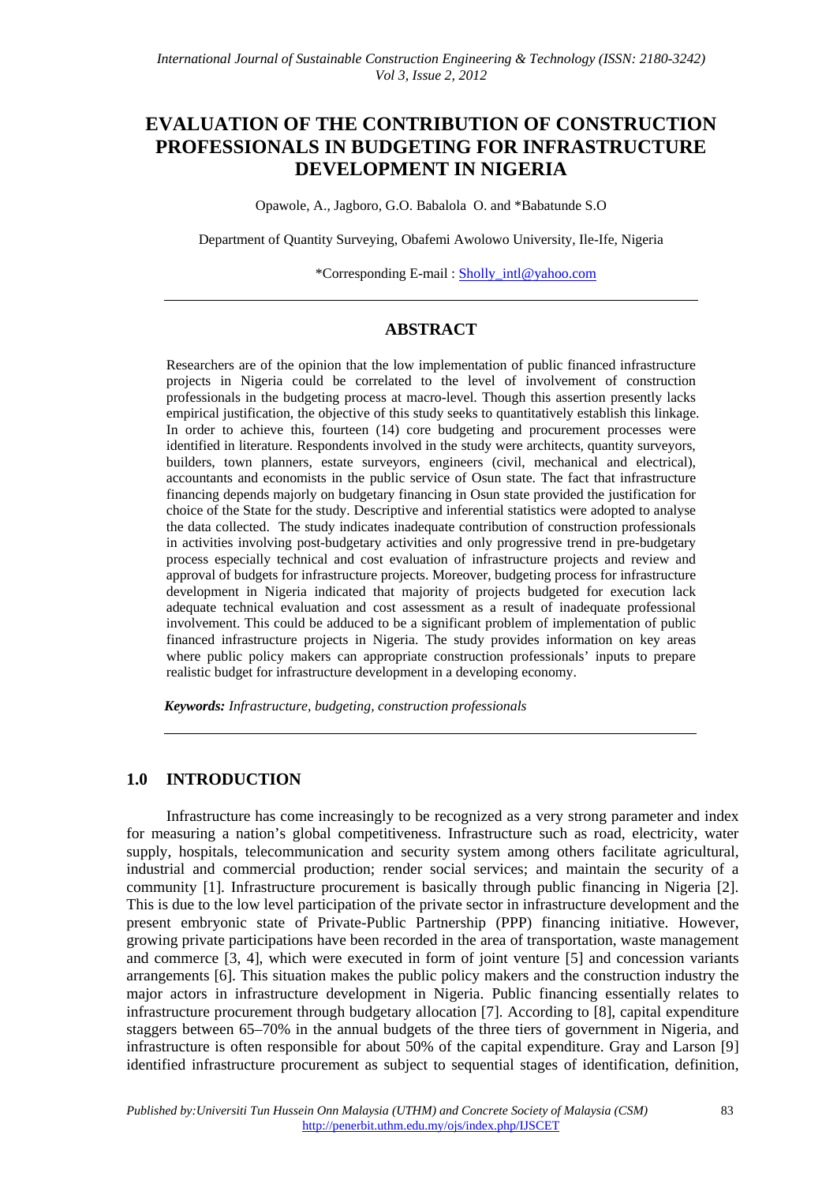# EVALUATION OF THE CONTRIBUTION OF CONSTRUCTION PROFESSIONALS IN BUDGETING FOR INFRASTRUCTURE DEVELOPMENT IN NIGERIA

Opawole, A., Jagboro, G.O. Babalola O. and *Babatunde S.O

Department of Quantity Surveying, Obafemi Awolowo University, Ile-Ife, Nigeria

*Corresponding E-mail : Sholly_intl@yahoo.com

## ABSTRACT

Researchers are of the opinion that the low implementation of public financed infrastructure projects in Nigeria could be correlated to the level of involvement of construction professionals in the budgeting process at macro-level. Though this assertion presently lacks empirical justification, the objective of this study seeks to quantitatively establish this linkage. In order to achieve this, fourteen (14) core budgeting and procurement processes were identified in literature. Respondents involved in the study were architects, quantity surveyors, builders, town planners, estate surveyors, engineers (civil, mechanical and electrical), accountants and economists in the public service of Osun state. The fact that infrastructure financing depends majorly on budgetary financing in Osun state provided the justification for choice of the State for the study. Descriptive and inferential statistics were adopted to analyse the data collected. The study indicates inadequate contribution of construction professionals in activities involving post-budgetary activities and only progressive trend in pre-budgetary process especially technical and cost evaluation of infrastructure projects and review and approval of budgets for infrastructure projects. Moreover, budgeting process for infrastructure development in Nigeria indicated that majority of projects budgeted for execution lack adequate technical evaluation and cost assessment as a result of inadequate professional involvement. This could be adduced to be a significant problem of implementation of public financed infrastructure projects in Nigeria. The study provides information on key areas where public policy makers can appropriate construction professionals' inputs to prepare realistic budget for infrastructure development in a developing economy.

***Keywords:*** *Infrastructure, budgeting, construction professionals*

## 1.0 INTRODUCTION

Infrastructure has come increasingly to be recognized as a very strong parameter and index for measuring a nation's global competitiveness. Infrastructure such as road, electricity, water supply, hospitals, telecommunication and security system among others facilitate agricultural, industrial and commercial production; render social services; and maintain the security of a community [1]. Infrastructure procurement is basically through public financing in Nigeria [2]. This is due to the low level participation of the private sector in infrastructure development and the present embryonic state of Private-Public Partnership (PPP) financing initiative. However, growing private participations have been recorded in the area of transportation, waste management and commerce [3, 4], which were executed in form of joint venture [5] and concession variants arrangements [6]. This situation makes the public policy makers and the construction industry the major actors in infrastructure development in Nigeria. Public financing essentially relates to infrastructure procurement through budgetary allocation [7]. According to [8], capital expenditure staggers between 65–70% in the annual budgets of the three tiers of government in Nigeria, and infrastructure is often responsible for about 50% of the capital expenditure. Gray and Larson [9] identified infrastructure procurement as subject to sequential stages of identification, definition,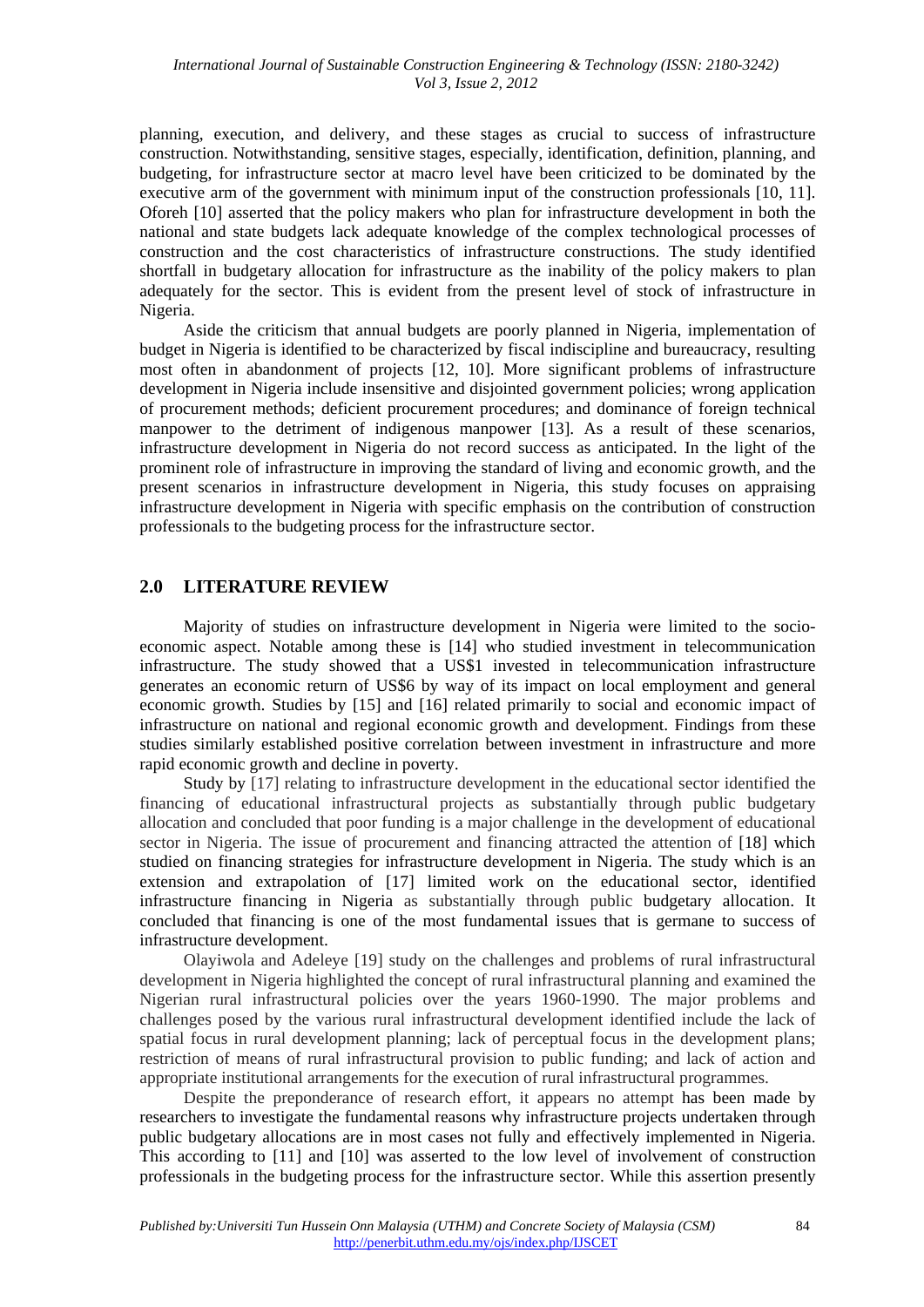planning, execution, and delivery, and these stages as crucial to success of infrastructure construction. Notwithstanding, sensitive stages, especially, identification, definition, planning, and budgeting, for infrastructure sector at macro level have been criticized to be dominated by the executive arm of the government with minimum input of the construction professionals [10, 11]. Oforeh [10] asserted that the policy makers who plan for infrastructure development in both the national and state budgets lack adequate knowledge of the complex technological processes of construction and the cost characteristics of infrastructure constructions. The study identified shortfall in budgetary allocation for infrastructure as the inability of the policy makers to plan adequately for the sector. This is evident from the present level of stock of infrastructure in Nigeria.

Aside the criticism that annual budgets are poorly planned in Nigeria, implementation of budget in Nigeria is identified to be characterized by fiscal indiscipline and bureaucracy, resulting most often in abandonment of projects [12, 10]. More significant problems of infrastructure development in Nigeria include insensitive and disjointed government policies; wrong application of procurement methods; deficient procurement procedures; and dominance of foreign technical manpower to the detriment of indigenous manpower [13]. As a result of these scenarios, infrastructure development in Nigeria do not record success as anticipated. In the light of the prominent role of infrastructure in improving the standard of living and economic growth, and the present scenarios in infrastructure development in Nigeria, this study focuses on appraising infrastructure development in Nigeria with specific emphasis on the contribution of construction professionals to the budgeting process for the infrastructure sector.

## 2.0 LITERATURE REVIEW

Majority of studies on infrastructure development in Nigeria were limited to the socio-economic aspect. Notable among these is [14] who studied investment in telecommunication infrastructure. The study showed that a US$1 invested in telecommunication infrastructure generates an economic return of US$6 by way of its impact on local employment and general economic growth. Studies by [15] and [16] related primarily to social and economic impact of infrastructure on national and regional economic growth and development. Findings from these studies similarly established positive correlation between investment in infrastructure and more rapid economic growth and decline in poverty.

Study by [17] relating to infrastructure development in the educational sector identified the financing of educational infrastructural projects as substantially through public budgetary allocation and concluded that poor funding is a major challenge in the development of educational sector in Nigeria. The issue of procurement and financing attracted the attention of [18] which studied on financing strategies for infrastructure development in Nigeria. The study which is an extension and extrapolation of [17] limited work on the educational sector, identified infrastructure financing in Nigeria as substantially through public budgetary allocation. It concluded that financing is one of the most fundamental issues that is germane to success of infrastructure development.

Olayiwola and Adeleye [19] study on the challenges and problems of rural infrastructural development in Nigeria highlighted the concept of rural infrastructural planning and examined the Nigerian rural infrastructural policies over the years 1960-1990. The major problems and challenges posed by the various rural infrastructural development identified include the lack of spatial focus in rural development planning; lack of perceptual focus in the development plans; restriction of means of rural infrastructural provision to public funding; and lack of action and appropriate institutional arrangements for the execution of rural infrastructural programmes.

Despite the preponderance of research effort, it appears no attempt has been made by researchers to investigate the fundamental reasons why infrastructure projects undertaken through public budgetary allocations are in most cases not fully and effectively implemented in Nigeria. This according to [11] and [10] was asserted to the low level of involvement of construction professionals in the budgeting process for the infrastructure sector. While this assertion presently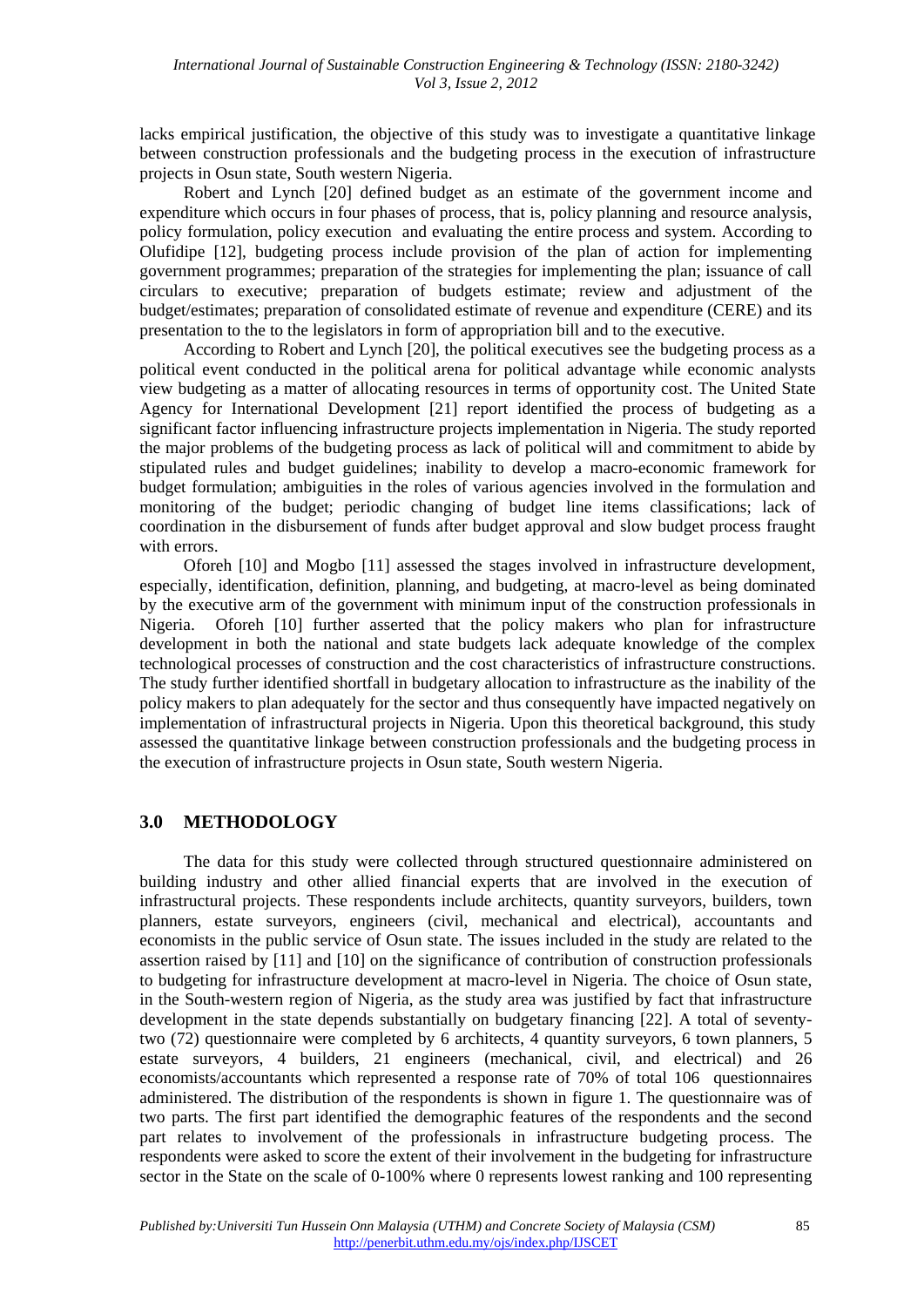lacks empirical justification, the objective of this study was to investigate a quantitative linkage between construction professionals and the budgeting process in the execution of infrastructure projects in Osun state, South western Nigeria.

Robert and Lynch [20] defined budget as an estimate of the government income and expenditure which occurs in four phases of process, that is, policy planning and resource analysis, policy formulation, policy execution and evaluating the entire process and system. According to Olufidipe [12], budgeting process include provision of the plan of action for implementing government programmes; preparation of the strategies for implementing the plan; issuance of call circulars to executive; preparation of budgets estimate; review and adjustment of the budget/estimates; preparation of consolidated estimate of revenue and expenditure (CERE) and its presentation to the to the legislators in form of appropriation bill and to the executive.

According to Robert and Lynch [20], the political executives see the budgeting process as a political event conducted in the political arena for political advantage while economic analysts view budgeting as a matter of allocating resources in terms of opportunity cost. The United State Agency for International Development [21] report identified the process of budgeting as a significant factor influencing infrastructure projects implementation in Nigeria. The study reported the major problems of the budgeting process as lack of political will and commitment to abide by stipulated rules and budget guidelines; inability to develop a macro-economic framework for budget formulation; ambiguities in the roles of various agencies involved in the formulation and monitoring of the budget; periodic changing of budget line items classifications; lack of coordination in the disbursement of funds after budget approval and slow budget process fraught with errors.

Oforeh [10] and Mogbo [11] assessed the stages involved in infrastructure development, especially, identification, definition, planning, and budgeting, at macro-level as being dominated by the executive arm of the government with minimum input of the construction professionals in Nigeria. Oforeh [10] further asserted that the policy makers who plan for infrastructure development in both the national and state budgets lack adequate knowledge of the complex technological processes of construction and the cost characteristics of infrastructure constructions. The study further identified shortfall in budgetary allocation to infrastructure as the inability of the policy makers to plan adequately for the sector and thus consequently have impacted negatively on implementation of infrastructural projects in Nigeria. Upon this theoretical background, this study assessed the quantitative linkage between construction professionals and the budgeting process in the execution of infrastructure projects in Osun state, South western Nigeria.

## 3.0 METHODOLOGY

The data for this study were collected through structured questionnaire administered on building industry and other allied financial experts that are involved in the execution of infrastructural projects. These respondents include architects, quantity surveyors, builders, town planners, estate surveyors, engineers (civil, mechanical and electrical), accountants and economists in the public service of Osun state. The issues included in the study are related to the assertion raised by [11] and [10] on the significance of contribution of construction professionals to budgeting for infrastructure development at macro-level in Nigeria. The choice of Osun state, in the South-western region of Nigeria, as the study area was justified by fact that infrastructure development in the state depends substantially on budgetary financing [22]. A total of seventy-two (72) questionnaire were completed by 6 architects, 4 quantity surveyors, 6 town planners, 5 estate surveyors, 4 builders, 21 engineers (mechanical, civil, and electrical) and 26 economists/accountants which represented a response rate of 70% of total 106 questionnaires administered. The distribution of the respondents is shown in figure 1. The questionnaire was of two parts. The first part identified the demographic features of the respondents and the second part relates to involvement of the professionals in infrastructure budgeting process. The respondents were asked to score the extent of their involvement in the budgeting for infrastructure sector in the State on the scale of 0-100% where 0 represents lowest ranking and 100 representing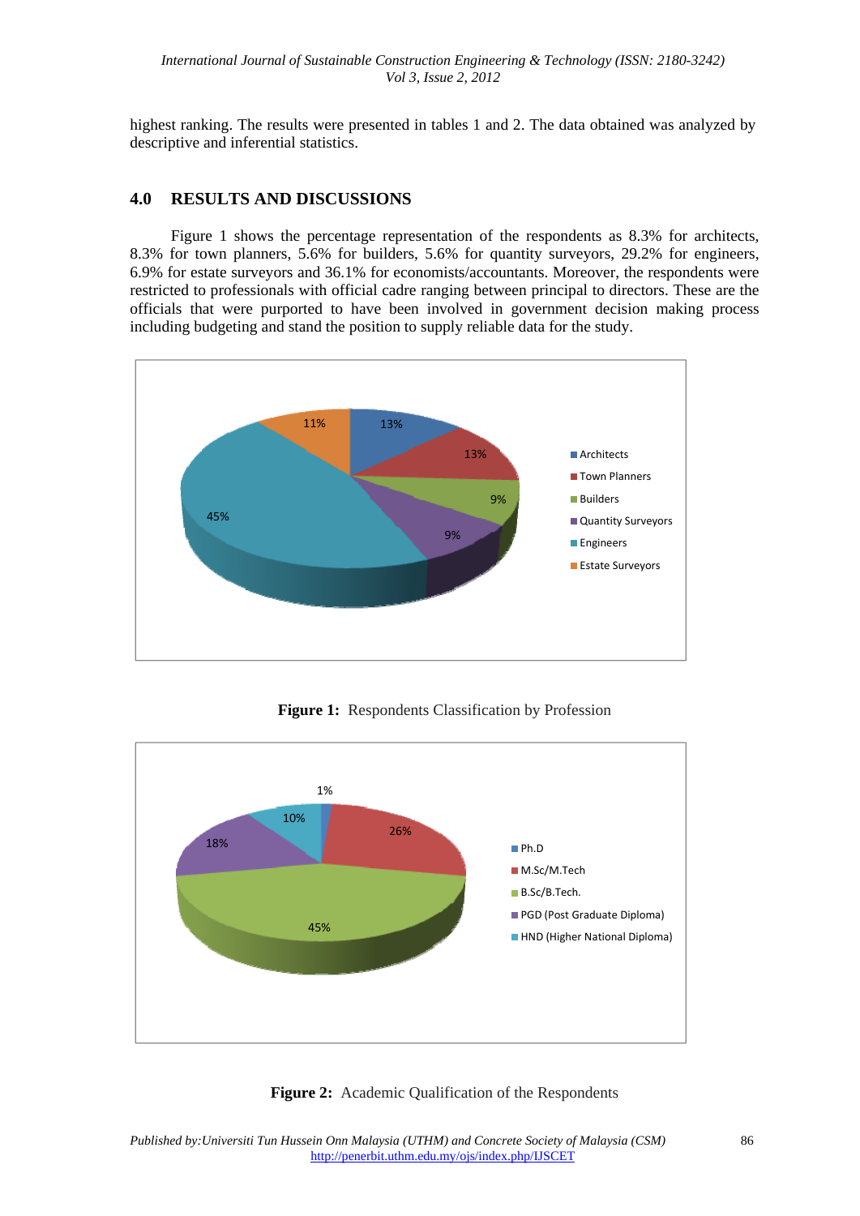highest ranking. The results were presented in tables 1 and 2. The data obtained was analyzed by descriptive and inferential statistics.

## 4.0 RESULTS AND DISCUSSIONS

Figure 1 shows the percentage representation of the respondents as 8.3% for architects, 8.3% for town planners, 5.6% for builders, 5.6% for quantity surveyors, 29.2% for engineers, 6.9% for estate surveyors and 36.1% for economists/accountants. Moreover, the respondents were restricted to professionals with official cadre ranging between principal to directors. These are the officials that were purported to have been involved in government decision making process including budgeting and stand the position to supply reliable data for the study.

**Figure 1:** Respondents Classification by Profession

**Figure 2:** Academic Qualification of the Respondents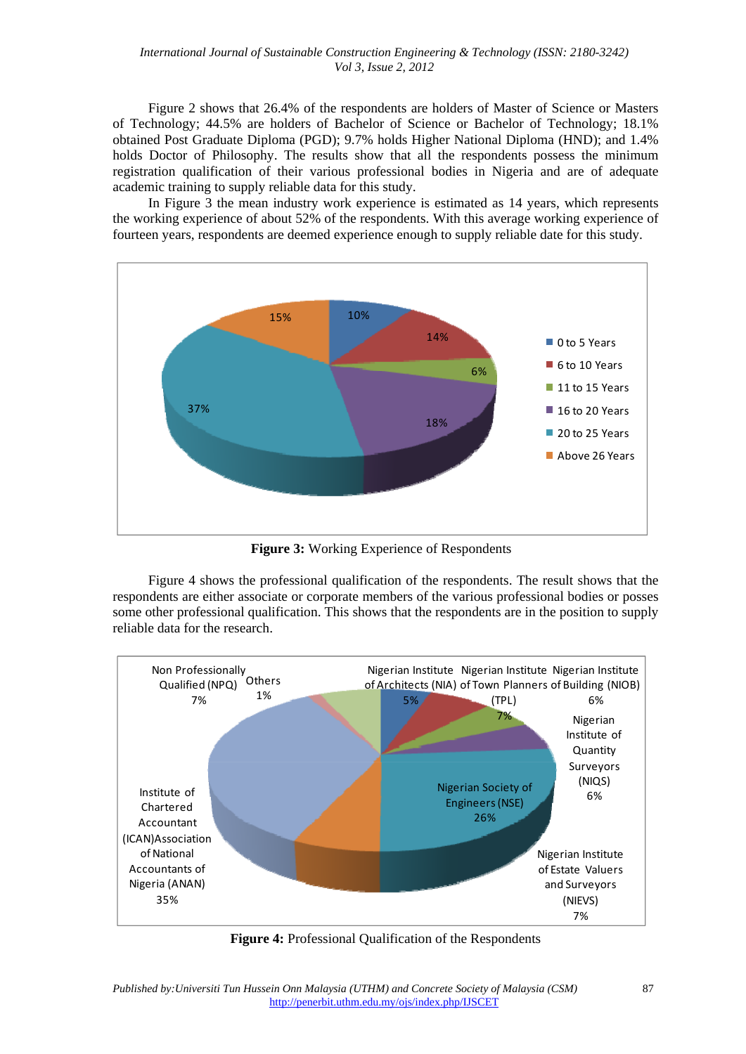Figure 2 shows that 26.4% of the respondents are holders of Master of Science or Masters of Technology; 44.5% are holders of Bachelor of Science or Bachelor of Technology; 18.1% obtained Post Graduate Diploma (PGD); 9.7% holds Higher National Diploma (HND); and 1.4% holds Doctor of Philosophy. The results show that all the respondents possess the minimum registration qualification of their various professional bodies in Nigeria and are of adequate academic training to supply reliable data for this study.

In Figure 3 the mean industry work experience is estimated as 14 years, which represents the working experience of about 52% of the respondents. With this average working experience of fourteen years, respondents are deemed experience enough to supply reliable date for this study.

**Figure 3:** Working Experience of Respondents

Figure 4 shows the professional qualification of the respondents. The result shows that the respondents are either associate or corporate members of the various professional bodies or posses some other professional qualification. This shows that the respondents are in the position to supply reliable data for the research.

**Figure 4:** Professional Qualification of the Respondents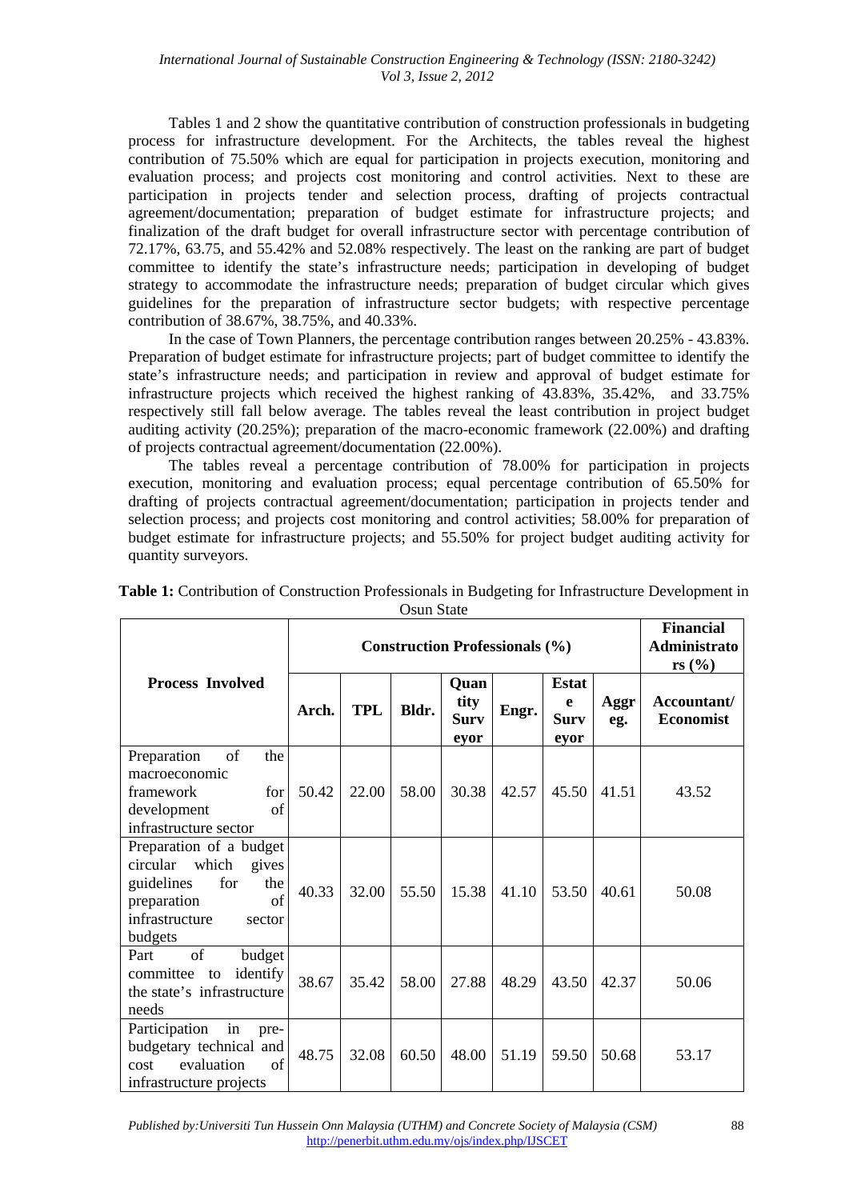Tables 1 and 2 show the quantitative contribution of construction professionals in budgeting process for infrastructure development. For the Architects, the tables reveal the highest contribution of 75.50% which are equal for participation in projects execution, monitoring and evaluation process; and projects cost monitoring and control activities. Next to these are participation in projects tender and selection process, drafting of projects contractual agreement/documentation; preparation of budget estimate for infrastructure projects; and finalization of the draft budget for overall infrastructure sector with percentage contribution of 72.17%, 63.75, and 55.42% and 52.08% respectively. The least on the ranking are part of budget committee to identify the state's infrastructure needs; participation in developing of budget strategy to accommodate the infrastructure needs; preparation of budget circular which gives guidelines for the preparation of infrastructure sector budgets; with respective percentage contribution of 38.67%, 38.75%, and 40.33%.

In the case of Town Planners, the percentage contribution ranges between 20.25% - 43.83%. Preparation of budget estimate for infrastructure projects; part of budget committee to identify the state's infrastructure needs; and participation in review and approval of budget estimate for infrastructure projects which received the highest ranking of 43.83%, 35.42%, and 33.75% respectively still fall below average. The tables reveal the least contribution in project budget auditing activity (20.25%); preparation of the macro-economic framework (22.00%) and drafting of projects contractual agreement/documentation (22.00%).

The tables reveal a percentage contribution of 78.00% for participation in projects execution, monitoring and evaluation process; equal percentage contribution of 65.50% for drafting of projects contractual agreement/documentation; participation in projects tender and selection process; and projects cost monitoring and control activities; 58.00% for preparation of budget estimate for infrastructure projects; and 55.50% for project budget auditing activity for quantity surveyors.

**Table 1:** Contribution of Construction Professionals in Budgeting for Infrastructure Development in Osun State

| Process Involved | Construction Professionals (%) | | | | | | | Financial Administrators (%) |
|---|---|---|---|---|---|---|---|---|
| | Arch. | TPL | Bldr. | Quantity Surveyor | Engr. | Estate Surveyor | Aggreg. | Accountant/ Economist |
| Preparation of the macroeconomic framework for development of infrastructure sector | 50.42 | 22.00 | 58.00 | 30.38 | 42.57 | 45.50 | 41.51 | 43.52 |
| Preparation of a budget circular which gives guidelines for the preparation of infrastructure sector budgets | 40.33 | 32.00 | 55.50 | 15.38 | 41.10 | 53.50 | 40.61 | 50.08 |
| Part of budget committee to identify the state's infrastructure needs | 38.67 | 35.42 | 58.00 | 27.88 | 48.29 | 43.50 | 42.37 | 50.06 |
| Participation in pre-budgetary technical and cost evaluation of infrastructure projects | 48.75 | 32.08 | 60.50 | 48.00 | 51.19 | 59.50 | 50.68 | 53.17 |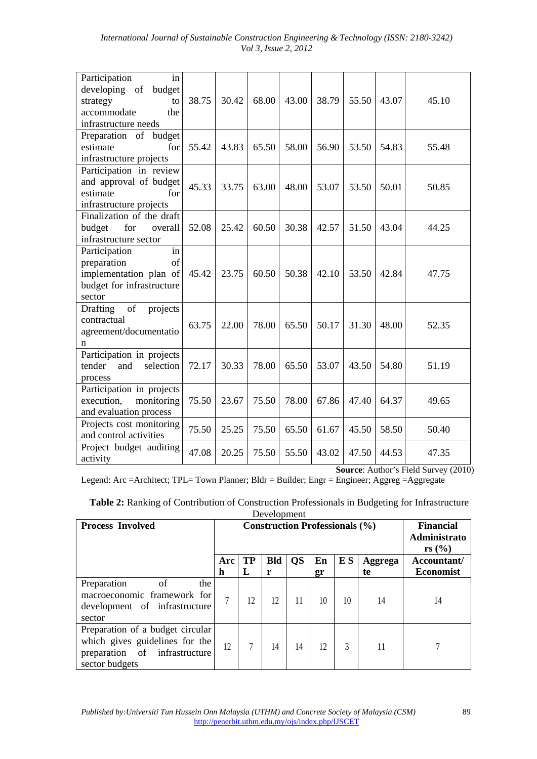| | | | | | | | | |
|---|---|---|---|---|---|---|---|---|
| Participation in developing of budget strategy to accommodate the infrastructure needs | 38.75 | 30.42 | 68.00 | 43.00 | 38.79 | 55.50 | 43.07 | 45.10 |
| Preparation of budget estimate for infrastructure projects | 55.42 | 43.83 | 65.50 | 58.00 | 56.90 | 53.50 | 54.83 | 55.48 |
| Participation in review and approval of budget estimate for infrastructure projects | 45.33 | 33.75 | 63.00 | 48.00 | 53.07 | 53.50 | 50.01 | 50.85 |
| Finalization of the draft budget for overall infrastructure sector | 52.08 | 25.42 | 60.50 | 30.38 | 42.57 | 51.50 | 43.04 | 44.25 |
| Participation in preparation of implementation plan of budget for infrastructure sector | 45.42 | 23.75 | 60.50 | 50.38 | 42.10 | 53.50 | 42.84 | 47.75 |
| Drafting of projects contractual agreement/documentation | 63.75 | 22.00 | 78.00 | 65.50 | 50.17 | 31.30 | 48.00 | 52.35 |
| Participation in projects tender and selection process | 72.17 | 30.33 | 78.00 | 65.50 | 53.07 | 43.50 | 54.80 | 51.19 |
| Participation in projects execution, monitoring and evaluation process | 75.50 | 23.67 | 75.50 | 78.00 | 67.86 | 47.40 | 64.37 | 49.65 |
| Projects cost monitoring and control activities | 75.50 | 25.25 | 75.50 | 65.50 | 61.67 | 45.50 | 58.50 | 50.40 |
| Project budget auditing activity | 47.08 | 20.25 | 75.50 | 55.50 | 43.02 | 47.50 | 44.53 | 47.35 |

**Source**: Author's Field Survey (2010)

Legend: Arc =Architect; TPL= Town Planner; Bldr = Builder; Engr = Engineer; Aggreg =Aggregate

**Table 2:** Ranking of Contribution of Construction Professionals in Budgeting for Infrastructure Development

| Process Involved | Construction Professionals (%) | | | | | | | Financial Administrators (%) |
|---|---|---|---|---|---|---|---|---|
| | Arch | TPL | Bldr | QS | Engr | E S | Aggregate | Accountant/ Economist |
| Preparation of the macroeconomic framework for development of infrastructure sector | 7 | 12 | 12 | 11 | 10 | 10 | 14 | 14 |
| Preparation of a budget circular which gives guidelines for the preparation of infrastructure sector budgets | 12 | 7 | 14 | 14 | 12 | 3 | 11 | 7 |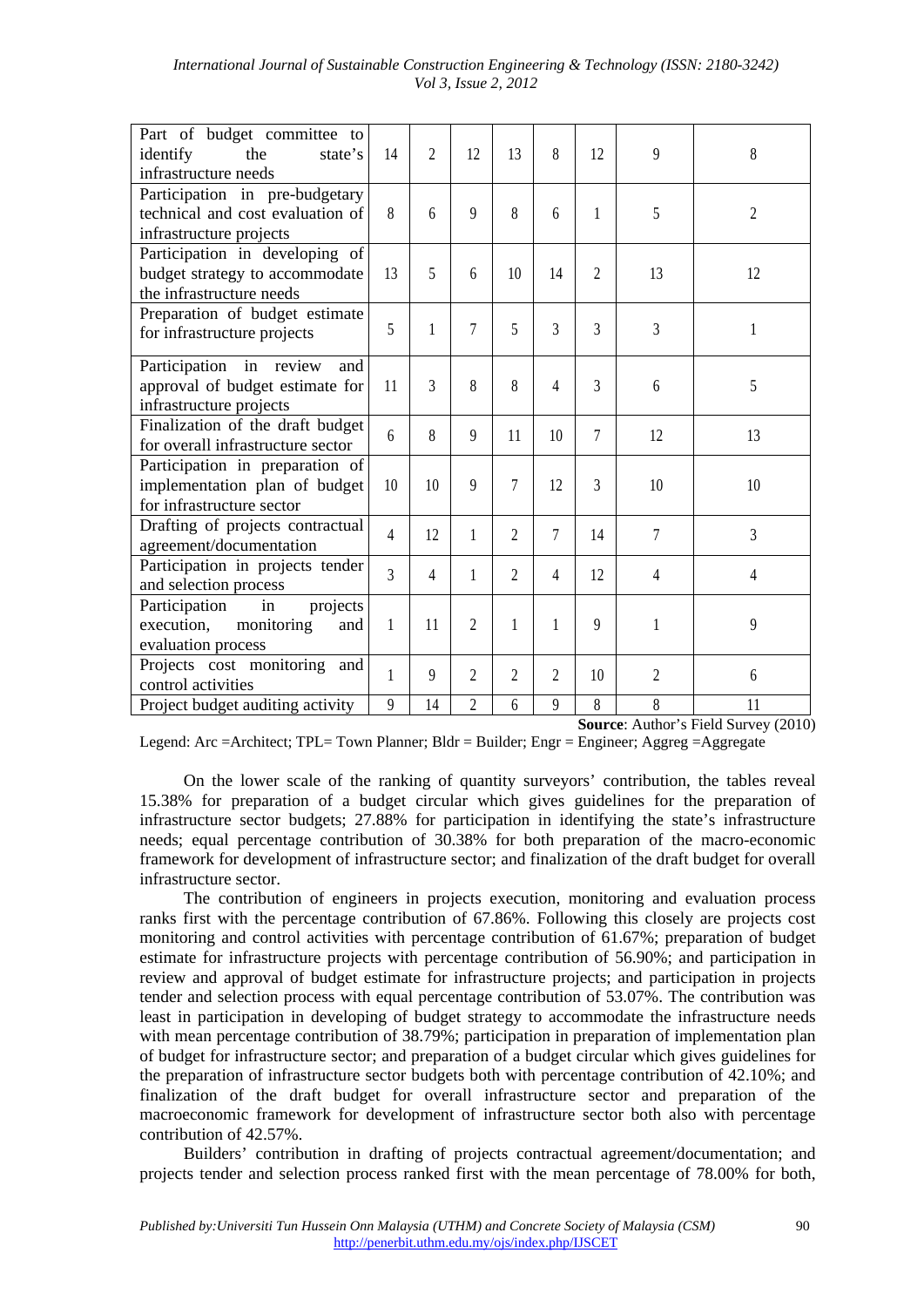| Part of budget committee to identify the state's infrastructure needs | 14 | 2 | 12 | 13 | 8 | 12 | 9 | 8 |
|---|---|---|---|---|---|---|---|---|
| Participation in pre-budgetary technical and cost evaluation of infrastructure projects | 8 | 6 | 9 | 8 | 6 | 1 | 5 | 2 |
| Participation in developing of budget strategy to accommodate the infrastructure needs | 13 | 5 | 6 | 10 | 14 | 2 | 13 | 12 |
| Preparation of budget estimate for infrastructure projects | 5 | 1 | 7 | 5 | 3 | 3 | 3 | 1 |
| Participation in review and approval of budget estimate for infrastructure projects | 11 | 3 | 8 | 8 | 4 | 3 | 6 | 5 |
| Finalization of the draft budget for overall infrastructure sector | 6 | 8 | 9 | 11 | 10 | 7 | 12 | 13 |
| Participation in preparation of implementation plan of budget for infrastructure sector | 10 | 10 | 9 | 7 | 12 | 3 | 10 | 10 |
| Drafting of projects contractual agreement/documentation | 4 | 12 | 1 | 2 | 7 | 14 | 7 | 3 |
| Participation in projects tender and selection process | 3 | 4 | 1 | 2 | 4 | 12 | 4 | 4 |
| Participation in projects execution, monitoring and evaluation process | 1 | 11 | 2 | 1 | 1 | 9 | 1 | 9 |
| Projects cost monitoring and control activities | 1 | 9 | 2 | 2 | 2 | 10 | 2 | 6 |
| Project budget auditing activity | 9 | 14 | 2 | 6 | 9 | 8 | 8 | 11 |

**Source**: Author's Field Survey (2010)

Legend: Arc =Architect; TPL= Town Planner; Bldr = Builder; Engr = Engineer; Aggreg =Aggregate

On the lower scale of the ranking of quantity surveyors' contribution, the tables reveal 15.38% for preparation of a budget circular which gives guidelines for the preparation of infrastructure sector budgets; 27.88% for participation in identifying the state's infrastructure needs; equal percentage contribution of 30.38% for both preparation of the macro-economic framework for development of infrastructure sector; and finalization of the draft budget for overall infrastructure sector.

The contribution of engineers in projects execution, monitoring and evaluation process ranks first with the percentage contribution of 67.86%. Following this closely are projects cost monitoring and control activities with percentage contribution of 61.67%; preparation of budget estimate for infrastructure projects with percentage contribution of 56.90%; and participation in review and approval of budget estimate for infrastructure projects; and participation in projects tender and selection process with equal percentage contribution of 53.07%. The contribution was least in participation in developing of budget strategy to accommodate the infrastructure needs with mean percentage contribution of 38.79%; participation in preparation of implementation plan of budget for infrastructure sector; and preparation of a budget circular which gives guidelines for the preparation of infrastructure sector budgets both with percentage contribution of 42.10%; and finalization of the draft budget for overall infrastructure sector and preparation of the macroeconomic framework for development of infrastructure sector both also with percentage contribution of 42.57%.

Builders' contribution in drafting of projects contractual agreement/documentation; and projects tender and selection process ranked first with the mean percentage of 78.00% for both,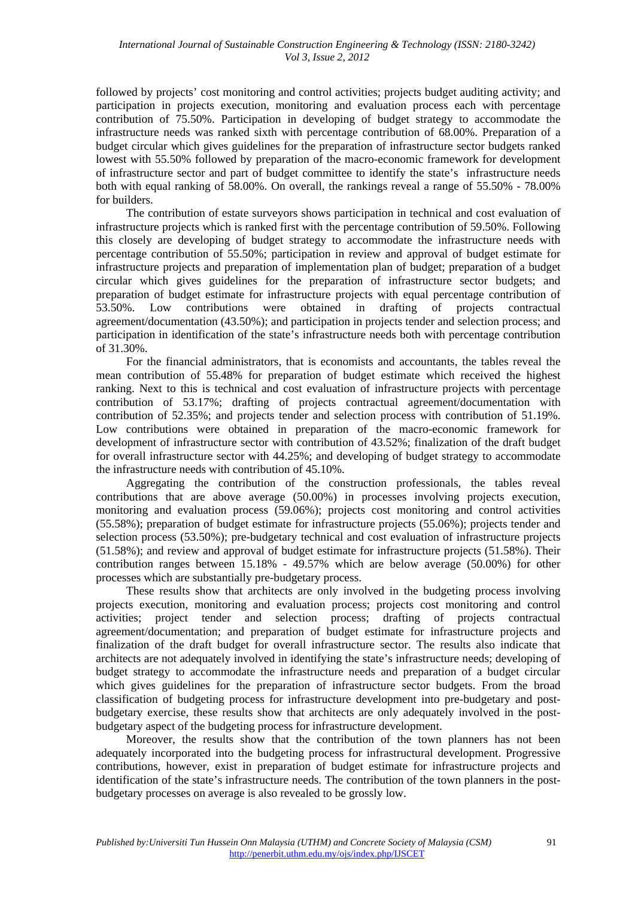followed by projects' cost monitoring and control activities; projects budget auditing activity; and participation in projects execution, monitoring and evaluation process each with percentage contribution of 75.50%. Participation in developing of budget strategy to accommodate the infrastructure needs was ranked sixth with percentage contribution of 68.00%. Preparation of a budget circular which gives guidelines for the preparation of infrastructure sector budgets ranked lowest with 55.50% followed by preparation of the macro-economic framework for development of infrastructure sector and part of budget committee to identify the state's infrastructure needs both with equal ranking of 58.00%. On overall, the rankings reveal a range of 55.50% - 78.00% for builders.

The contribution of estate surveyors shows participation in technical and cost evaluation of infrastructure projects which is ranked first with the percentage contribution of 59.50%. Following this closely are developing of budget strategy to accommodate the infrastructure needs with percentage contribution of 55.50%; participation in review and approval of budget estimate for infrastructure projects and preparation of implementation plan of budget; preparation of a budget circular which gives guidelines for the preparation of infrastructure sector budgets; and preparation of budget estimate for infrastructure projects with equal percentage contribution of 53.50%. Low contributions were obtained in drafting of projects contractual agreement/documentation (43.50%); and participation in projects tender and selection process; and participation in identification of the state's infrastructure needs both with percentage contribution of 31.30%.

For the financial administrators, that is economists and accountants, the tables reveal the mean contribution of 55.48% for preparation of budget estimate which received the highest ranking. Next to this is technical and cost evaluation of infrastructure projects with percentage contribution of 53.17%; drafting of projects contractual agreement/documentation with contribution of 52.35%; and projects tender and selection process with contribution of 51.19%. Low contributions were obtained in preparation of the macro-economic framework for development of infrastructure sector with contribution of 43.52%; finalization of the draft budget for overall infrastructure sector with 44.25%; and developing of budget strategy to accommodate the infrastructure needs with contribution of 45.10%.

Aggregating the contribution of the construction professionals, the tables reveal contributions that are above average (50.00%) in processes involving projects execution, monitoring and evaluation process (59.06%); projects cost monitoring and control activities (55.58%); preparation of budget estimate for infrastructure projects (55.06%); projects tender and selection process (53.50%); pre-budgetary technical and cost evaluation of infrastructure projects (51.58%); and review and approval of budget estimate for infrastructure projects (51.58%). Their contribution ranges between 15.18% - 49.57% which are below average (50.00%) for other processes which are substantially pre-budgetary process.

These results show that architects are only involved in the budgeting process involving projects execution, monitoring and evaluation process; projects cost monitoring and control activities; project tender and selection process; drafting of projects contractual agreement/documentation; and preparation of budget estimate for infrastructure projects and finalization of the draft budget for overall infrastructure sector. The results also indicate that architects are not adequately involved in identifying the state's infrastructure needs; developing of budget strategy to accommodate the infrastructure needs and preparation of a budget circular which gives guidelines for the preparation of infrastructure sector budgets. From the broad classification of budgeting process for infrastructure development into pre-budgetary and post-budgetary exercise, these results show that architects are only adequately involved in the post-budgetary aspect of the budgeting process for infrastructure development.

Moreover, the results show that the contribution of the town planners has not been adequately incorporated into the budgeting process for infrastructural development. Progressive contributions, however, exist in preparation of budget estimate for infrastructure projects and identification of the state's infrastructure needs. The contribution of the town planners in the post-budgetary processes on average is also revealed to be grossly low.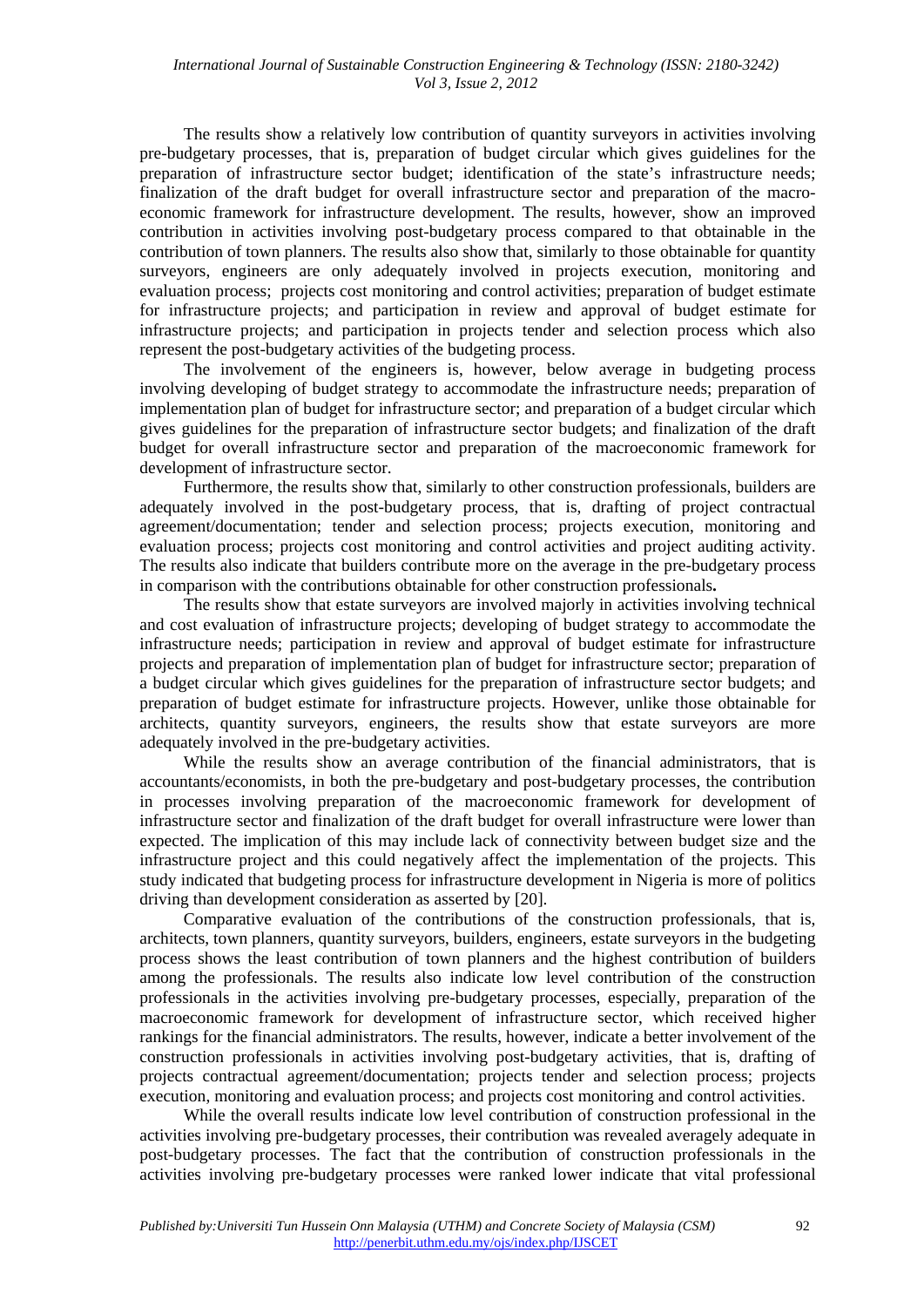The results show a relatively low contribution of quantity surveyors in activities involving pre-budgetary processes, that is, preparation of budget circular which gives guidelines for the preparation of infrastructure sector budget; identification of the state's infrastructure needs; finalization of the draft budget for overall infrastructure sector and preparation of the macro-economic framework for infrastructure development. The results, however, show an improved contribution in activities involving post-budgetary process compared to that obtainable in the contribution of town planners. The results also show that, similarly to those obtainable for quantity surveyors, engineers are only adequately involved in projects execution, monitoring and evaluation process; projects cost monitoring and control activities; preparation of budget estimate for infrastructure projects; and participation in review and approval of budget estimate for infrastructure projects; and participation in projects tender and selection process which also represent the post-budgetary activities of the budgeting process.

The involvement of the engineers is, however, below average in budgeting process involving developing of budget strategy to accommodate the infrastructure needs; preparation of implementation plan of budget for infrastructure sector; and preparation of a budget circular which gives guidelines for the preparation of infrastructure sector budgets; and finalization of the draft budget for overall infrastructure sector and preparation of the macroeconomic framework for development of infrastructure sector.

Furthermore, the results show that, similarly to other construction professionals, builders are adequately involved in the post-budgetary process, that is, drafting of project contractual agreement/documentation; tender and selection process; projects execution, monitoring and evaluation process; projects cost monitoring and control activities and project auditing activity. The results also indicate that builders contribute more on the average in the pre-budgetary process in comparison with the contributions obtainable for other construction professionals**.**

The results show that estate surveyors are involved majorly in activities involving technical and cost evaluation of infrastructure projects; developing of budget strategy to accommodate the infrastructure needs; participation in review and approval of budget estimate for infrastructure projects and preparation of implementation plan of budget for infrastructure sector; preparation of a budget circular which gives guidelines for the preparation of infrastructure sector budgets; and preparation of budget estimate for infrastructure projects. However, unlike those obtainable for architects, quantity surveyors, engineers, the results show that estate surveyors are more adequately involved in the pre-budgetary activities.

While the results show an average contribution of the financial administrators, that is accountants/economists, in both the pre-budgetary and post-budgetary processes, the contribution in processes involving preparation of the macroeconomic framework for development of infrastructure sector and finalization of the draft budget for overall infrastructure were lower than expected. The implication of this may include lack of connectivity between budget size and the infrastructure project and this could negatively affect the implementation of the projects. This study indicated that budgeting process for infrastructure development in Nigeria is more of politics driving than development consideration as asserted by [20].

Comparative evaluation of the contributions of the construction professionals, that is, architects, town planners, quantity surveyors, builders, engineers, estate surveyors in the budgeting process shows the least contribution of town planners and the highest contribution of builders among the professionals. The results also indicate low level contribution of the construction professionals in the activities involving pre-budgetary processes, especially, preparation of the macroeconomic framework for development of infrastructure sector, which received higher rankings for the financial administrators. The results, however, indicate a better involvement of the construction professionals in activities involving post-budgetary activities, that is, drafting of projects contractual agreement/documentation; projects tender and selection process; projects execution, monitoring and evaluation process; and projects cost monitoring and control activities.

While the overall results indicate low level contribution of construction professional in the activities involving pre-budgetary processes, their contribution was revealed averagely adequate in post-budgetary processes. The fact that the contribution of construction professionals in the activities involving pre-budgetary processes were ranked lower indicate that vital professional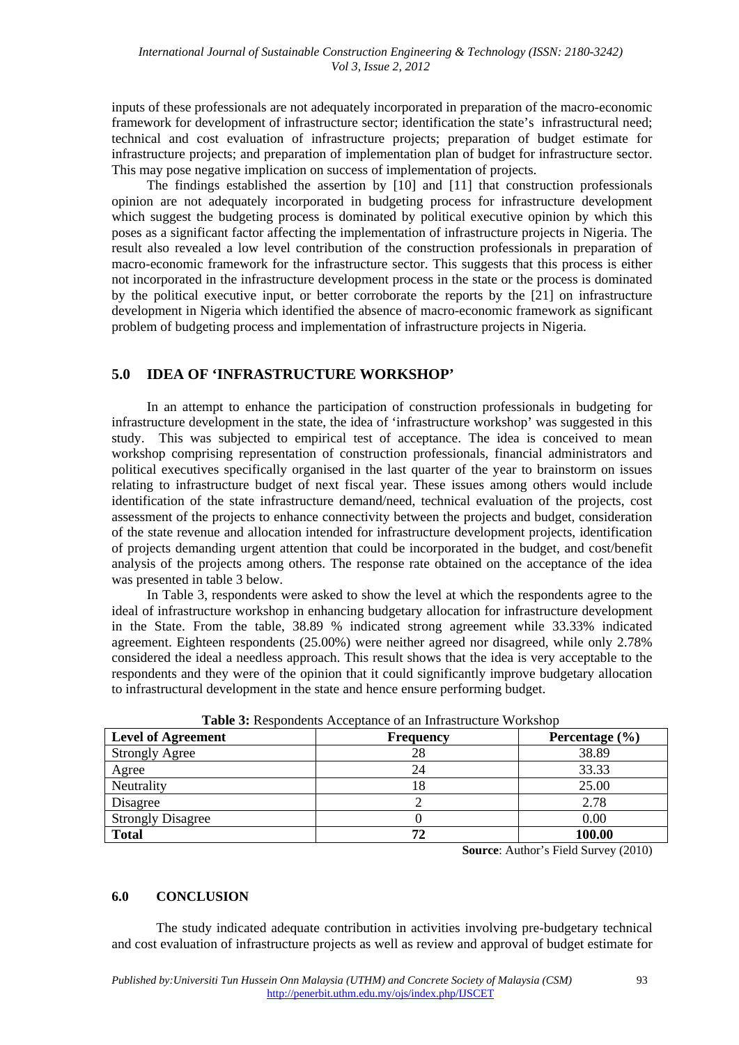inputs of these professionals are not adequately incorporated in preparation of the macro-economic framework for development of infrastructure sector; identification the state's infrastructural need; technical and cost evaluation of infrastructure projects; preparation of budget estimate for infrastructure projects; and preparation of implementation plan of budget for infrastructure sector. This may pose negative implication on success of implementation of projects.

The findings established the assertion by [10] and [11] that construction professionals opinion are not adequately incorporated in budgeting process for infrastructure development which suggest the budgeting process is dominated by political executive opinion by which this poses as a significant factor affecting the implementation of infrastructure projects in Nigeria. The result also revealed a low level contribution of the construction professionals in preparation of macro-economic framework for the infrastructure sector. This suggests that this process is either not incorporated in the infrastructure development process in the state or the process is dominated by the political executive input, or better corroborate the reports by the [21] on infrastructure development in Nigeria which identified the absence of macro-economic framework as significant problem of budgeting process and implementation of infrastructure projects in Nigeria.

## 5.0 IDEA OF 'INFRASTRUCTURE WORKSHOP'

In an attempt to enhance the participation of construction professionals in budgeting for infrastructure development in the state, the idea of 'infrastructure workshop' was suggested in this study. This was subjected to empirical test of acceptance. The idea is conceived to mean workshop comprising representation of construction professionals, financial administrators and political executives specifically organised in the last quarter of the year to brainstorm on issues relating to infrastructure budget of next fiscal year. These issues among others would include identification of the state infrastructure demand/need, technical evaluation of the projects, cost assessment of the projects to enhance connectivity between the projects and budget, consideration of the state revenue and allocation intended for infrastructure development projects, identification of projects demanding urgent attention that could be incorporated in the budget, and cost/benefit analysis of the projects among others. The response rate obtained on the acceptance of the idea was presented in table 3 below.

In Table 3, respondents were asked to show the level at which the respondents agree to the ideal of infrastructure workshop in enhancing budgetary allocation for infrastructure development in the State. From the table, 38.89 % indicated strong agreement while 33.33% indicated agreement. Eighteen respondents (25.00%) were neither agreed nor disagreed, while only 2.78% considered the ideal a needless approach. This result shows that the idea is very acceptable to the respondents and they were of the opinion that it could significantly improve budgetary allocation to infrastructural development in the state and hence ensure performing budget.

**Table 3:** Respondents Acceptance of an Infrastructure Workshop

| Level of Agreement | Frequency | Percentage (%) |
|---|---|---|
| Strongly Agree | 28 | 38.89 |
| Agree | 24 | 33.33 |
| Neutrality | 18 | 25.00 |
| Disagree | 2 | 2.78 |
| Strongly Disagree | 0 | 0.00 |
| **Total** | **72** | **100.00** |

**Source**: Author's Field Survey (2010)

## 6.0 CONCLUSION

The study indicated adequate contribution in activities involving pre-budgetary technical and cost evaluation of infrastructure projects as well as review and approval of budget estimate for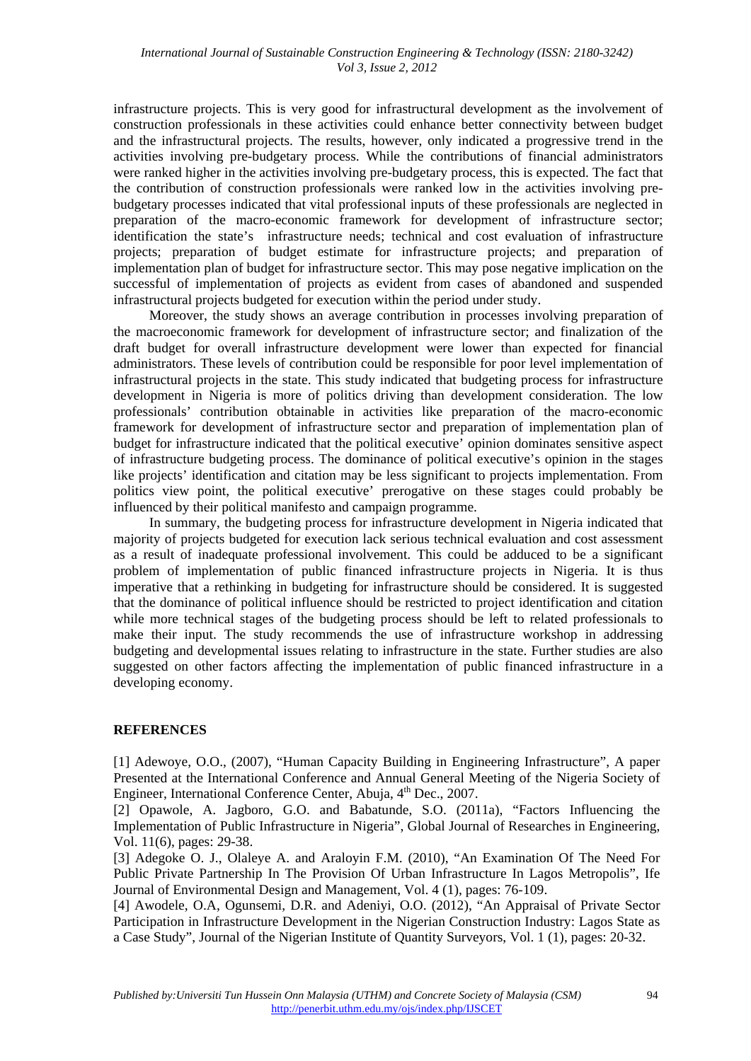infrastructure projects. This is very good for infrastructural development as the involvement of construction professionals in these activities could enhance better connectivity between budget and the infrastructural projects. The results, however, only indicated a progressive trend in the activities involving pre-budgetary process. While the contributions of financial administrators were ranked higher in the activities involving pre-budgetary process, this is expected. The fact that the contribution of construction professionals were ranked low in the activities involving pre-budgetary processes indicated that vital professional inputs of these professionals are neglected in preparation of the macro-economic framework for development of infrastructure sector; identification the state's infrastructure needs; technical and cost evaluation of infrastructure projects; preparation of budget estimate for infrastructure projects; and preparation of implementation plan of budget for infrastructure sector. This may pose negative implication on the successful of implementation of projects as evident from cases of abandoned and suspended infrastructural projects budgeted for execution within the period under study.

Moreover, the study shows an average contribution in processes involving preparation of the macroeconomic framework for development of infrastructure sector; and finalization of the draft budget for overall infrastructure development were lower than expected for financial administrators. These levels of contribution could be responsible for poor level implementation of infrastructural projects in the state. This study indicated that budgeting process for infrastructure development in Nigeria is more of politics driving than development consideration. The low professionals' contribution obtainable in activities like preparation of the macro-economic framework for development of infrastructure sector and preparation of implementation plan of budget for infrastructure indicated that the political executive' opinion dominates sensitive aspect of infrastructure budgeting process. The dominance of political executive's opinion in the stages like projects' identification and citation may be less significant to projects implementation. From politics view point, the political executive' prerogative on these stages could probably be influenced by their political manifesto and campaign programme.

In summary, the budgeting process for infrastructure development in Nigeria indicated that majority of projects budgeted for execution lack serious technical evaluation and cost assessment as a result of inadequate professional involvement. This could be adduced to be a significant problem of implementation of public financed infrastructure projects in Nigeria. It is thus imperative that a rethinking in budgeting for infrastructure should be considered. It is suggested that the dominance of political influence should be restricted to project identification and citation while more technical stages of the budgeting process should be left to related professionals to make their input. The study recommends the use of infrastructure workshop in addressing budgeting and developmental issues relating to infrastructure in the state. Further studies are also suggested on other factors affecting the implementation of public financed infrastructure in a developing economy.

## REFERENCES

[1] Adewoye, O.O., (2007), "Human Capacity Building in Engineering Infrastructure", A paper Presented at the International Conference and Annual General Meeting of the Nigeria Society of Engineer, International Conference Center, Abuja, 4th Dec., 2007.

[2] Opawole, A. Jagboro, G.O. and Babatunde, S.O. (2011a), "Factors Influencing the Implementation of Public Infrastructure in Nigeria", Global Journal of Researches in Engineering, Vol. 11(6), pages: 29-38.

[3] Adegoke O. J., Olaleye A. and Araloyin F.M. (2010), "An Examination Of The Need For Public Private Partnership In The Provision Of Urban Infrastructure In Lagos Metropolis", Ife Journal of Environmental Design and Management, Vol. 4 (1), pages: 76-109.

[4] Awodele, O.A, Ogunsemi, D.R. and Adeniyi, O.O. (2012), "An Appraisal of Private Sector Participation in Infrastructure Development in the Nigerian Construction Industry: Lagos State as a Case Study", Journal of the Nigerian Institute of Quantity Surveyors, Vol. 1 (1), pages: 20-32.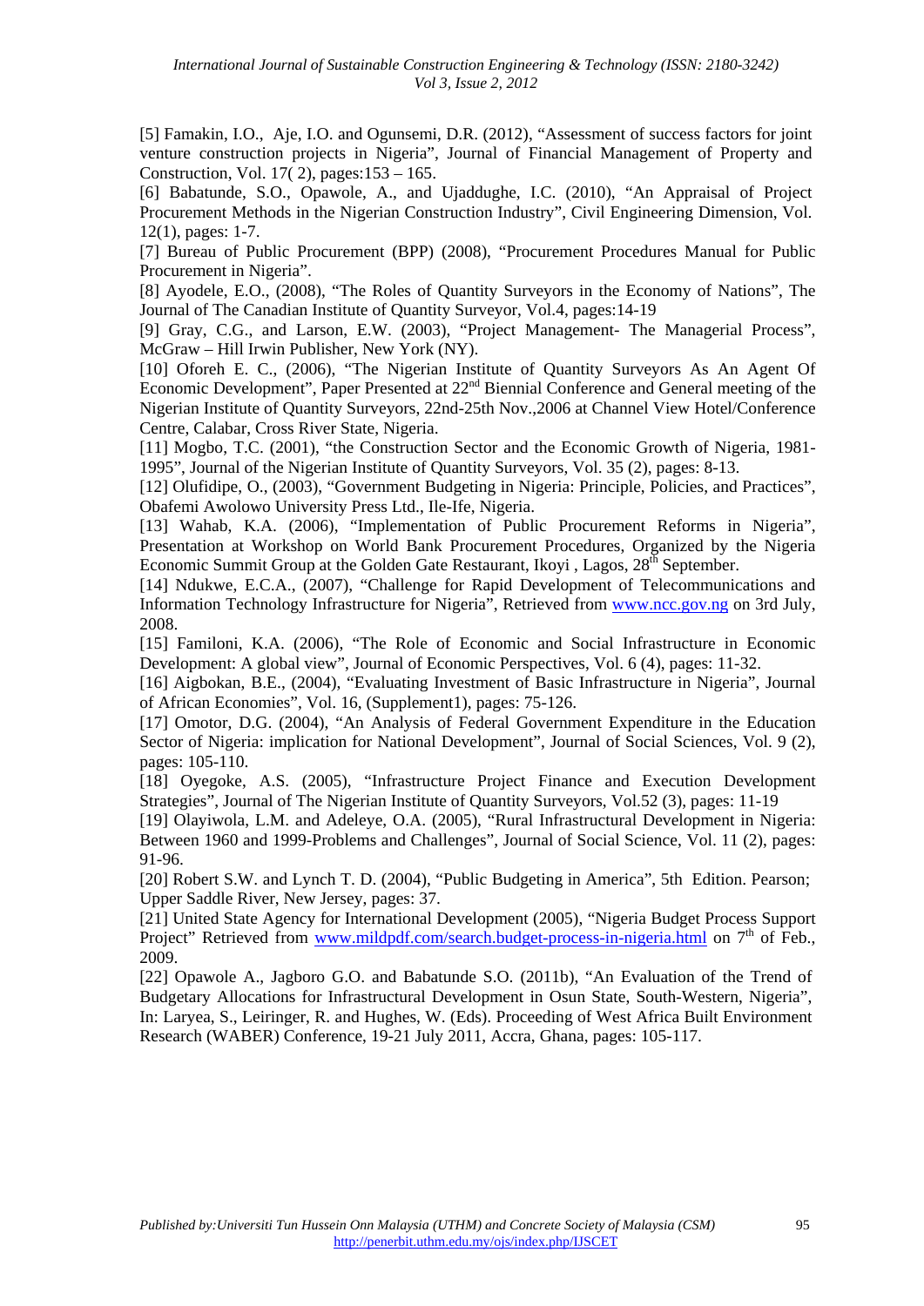[5] Famakin, I.O., Aje, I.O. and Ogunsemi, D.R. (2012), "Assessment of success factors for joint venture construction projects in Nigeria", Journal of Financial Management of Property and Construction, Vol. 17( 2), pages:153 – 165.

[6] Babatunde, S.O., Opawole, A., and Ujaddughe, I.C. (2010), "An Appraisal of Project Procurement Methods in the Nigerian Construction Industry", Civil Engineering Dimension, Vol. 12(1), pages: 1-7.

[7] Bureau of Public Procurement (BPP) (2008), "Procurement Procedures Manual for Public Procurement in Nigeria".

[8] Ayodele, E.O., (2008), "The Roles of Quantity Surveyors in the Economy of Nations", The Journal of The Canadian Institute of Quantity Surveyor, Vol.4, pages:14-19

[9] Gray, C.G., and Larson, E.W. (2003), "Project Management- The Managerial Process", McGraw – Hill Irwin Publisher, New York (NY).

[10] Oforeh E. C., (2006), "The Nigerian Institute of Quantity Surveyors As An Agent Of Economic Development", Paper Presented at 22nd Biennial Conference and General meeting of the Nigerian Institute of Quantity Surveyors, 22nd-25th Nov.,2006 at Channel View Hotel/Conference Centre, Calabar, Cross River State, Nigeria.

[11] Mogbo, T.C. (2001), "the Construction Sector and the Economic Growth of Nigeria, 1981-1995", Journal of the Nigerian Institute of Quantity Surveyors, Vol. 35 (2), pages: 8-13.

[12] Olufidipe, O., (2003), "Government Budgeting in Nigeria: Principle, Policies, and Practices", Obafemi Awolowo University Press Ltd., Ile-Ife, Nigeria.

[13] Wahab, K.A. (2006), "Implementation of Public Procurement Reforms in Nigeria", Presentation at Workshop on World Bank Procurement Procedures, Organized by the Nigeria Economic Summit Group at the Golden Gate Restaurant, Ikoyi , Lagos, 28th September.

[14] Ndukwe, E.C.A., (2007), "Challenge for Rapid Development of Telecommunications and Information Technology Infrastructure for Nigeria", Retrieved from www.ncc.gov.ng on 3rd July, 2008.

[15] Familoni, K.A. (2006), "The Role of Economic and Social Infrastructure in Economic Development: A global view", Journal of Economic Perspectives, Vol. 6 (4), pages: 11-32.

[16] Aigbokan, B.E., (2004), "Evaluating Investment of Basic Infrastructure in Nigeria", Journal of African Economies", Vol. 16, (Supplement1), pages: 75-126.

[17] Omotor, D.G. (2004), "An Analysis of Federal Government Expenditure in the Education Sector of Nigeria: implication for National Development", Journal of Social Sciences, Vol. 9 (2), pages: 105-110.

[18] Oyegoke, A.S. (2005), "Infrastructure Project Finance and Execution Development Strategies", Journal of The Nigerian Institute of Quantity Surveyors, Vol.52 (3), pages: 11-19

[19] Olayiwola, L.M. and Adeleye, O.A. (2005), "Rural Infrastructural Development in Nigeria: Between 1960 and 1999-Problems and Challenges", Journal of Social Science, Vol. 11 (2), pages: 91-96.

[20] Robert S.W. and Lynch T. D. (2004), "Public Budgeting in America", 5th Edition. Pearson; Upper Saddle River, New Jersey, pages: 37.

[21] United State Agency for International Development (2005), "Nigeria Budget Process Support Project" Retrieved from www.mildpdf.com/search.budget-process-in-nigeria.html on 7th of Feb., 2009.

[22] Opawole A., Jagboro G.O. and Babatunde S.O. (2011b), "An Evaluation of the Trend of Budgetary Allocations for Infrastructural Development in Osun State, South-Western, Nigeria", In: Laryea, S., Leiringer, R. and Hughes, W. (Eds). Proceeding of West Africa Built Environment Research (WABER) Conference, 19-21 July 2011, Accra, Ghana, pages: 105-117.